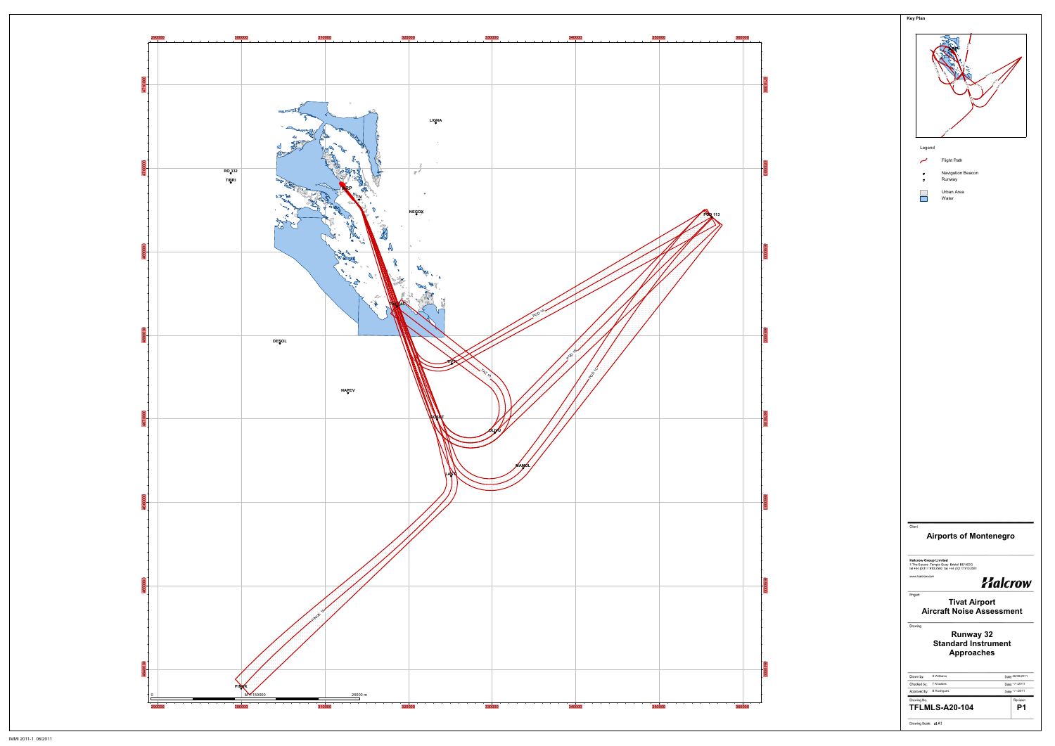Key Plan

Legend

- Flight Path
- Navigation Beacon
- Runway
- Urban Area
- Water

Client

**Airports of Montenegro**

**Halcrow Group Limited**
1 The Square Temple Quay Bristol BS1 6DG
tel +44 (0)117 910 2580 fax +44 (0)117 910 2581
www.halcrow.com

**Halcrow**

Project

**Tivat Airport**
**Aircraft Noise Assessment**

Drawing

**Runway 32**
**Standard Instrument**
**Approaches**

| | | |
|---|---|---|
| Drawn by: | S Williams | Date: 28/09/2011 |
| Checked by: | T Knowles | Date: --/--/2011 |
| Approved by: | B Rodrigues | Date: --/--/2011 |

| Drawing No. | Revision |
|---|---|
| **TFLMLS-A20-104** | **P1** |

Drawing Scale: all A1

IMMI 2011-1 06/2011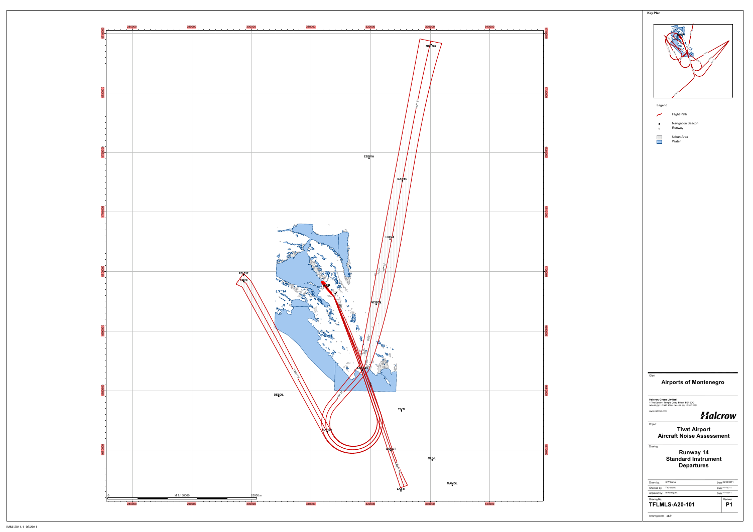Key Plan

Legend

- Flight Path
- Navigation Beacon
- Runway
- Urban Area
- Water

280000 290000 300000 310000 320000 330000 340000

NIK 302

EBOVA

GANTU

LIGNA

RO 332

TIRRI

ARP

TIV

NEGOX

TAKSE

DESOL

TIVTI

NAPEV

GOSUT

OLVU

MAMOL

LASTI

0 M 1:150000 25000 m

Client

**Airports of Montenegro**

Halcrow Group Limited
1 The Square Temple Quay Bristol BS1 6DG
tel +44 (0)117 910 2580 fax +44 (0)117 910 2581
www.halcrow.com

**Halcrow**

Project

**Tivat Airport**
**Aircraft Noise Assessment**

Drawing

**Runway 14**
**Standard Instrument**
**Departures**

| | | | |
|---|---|---|---|
| Drawn by: | S Williams | Date: | 26/09/2011 |
| Checked by: | T Knowles | Date: | --/--/2011 |
| Approved by: | B Rodrigues | Date: | --/--/2011 |

| Drawing No. | Revision |
|---|---|
| **TFLMLS-A20-101** | **P1** |

Drawing Scale: @ A1

IMMI 2011-1 06/2011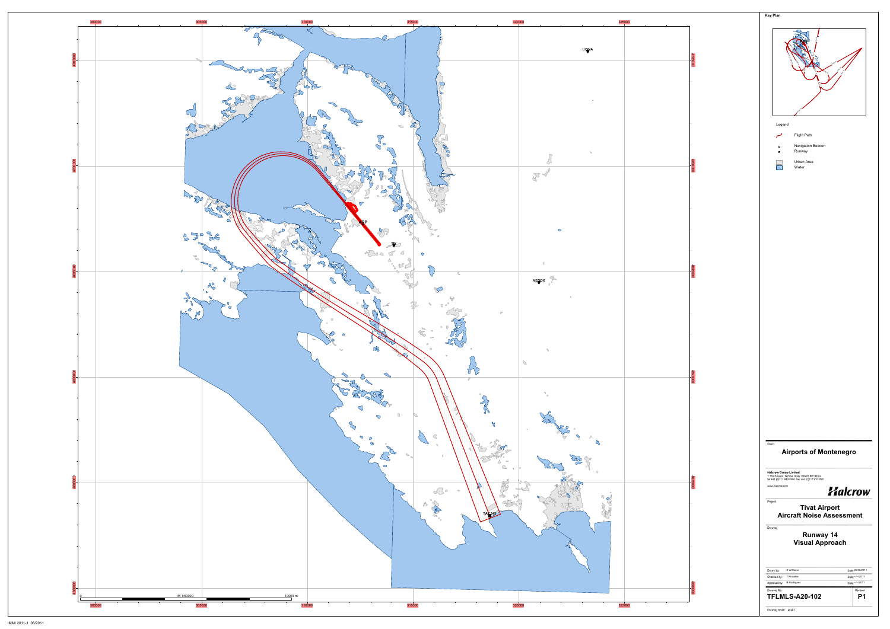Key Plan

Legend

- Flight Path
- Navigation Beacon
- Runway
- Urban Area
- Water

LISNA

ARP

TIV

NEGOX

TAZ 143

M 1:50000

0 — 10000 m

300000 305000 310000 315000 320000 325000

Client

**Airports of Montenegro**

**Halcrow Group Limited**
1 The Square Temple Quay Bristol BS1 6DG
tel +44 (0)117 910 2580 fax +44 (0)117 910 2581
www.halcrow.com

**Halcrow**

Project

**Tivat Airport**
**Aircraft Noise Assessment**

Drawing

**Runway 14**
**Visual Approach**

| | | |
|---|---|---|
| Drawn by: | S Williams | Date: 26/09/2011 |
| Checked by: | T Knowles | Date: --/--/2011 |
| Approved by: | B Rodrigues | Date: --/--/2011 |

| Drawing No. | Revision |
|---|---|
| **TFLMLS-A20-102** | **P1** |

Drawing Scale: at A1

IMMI 2011-1 06/2011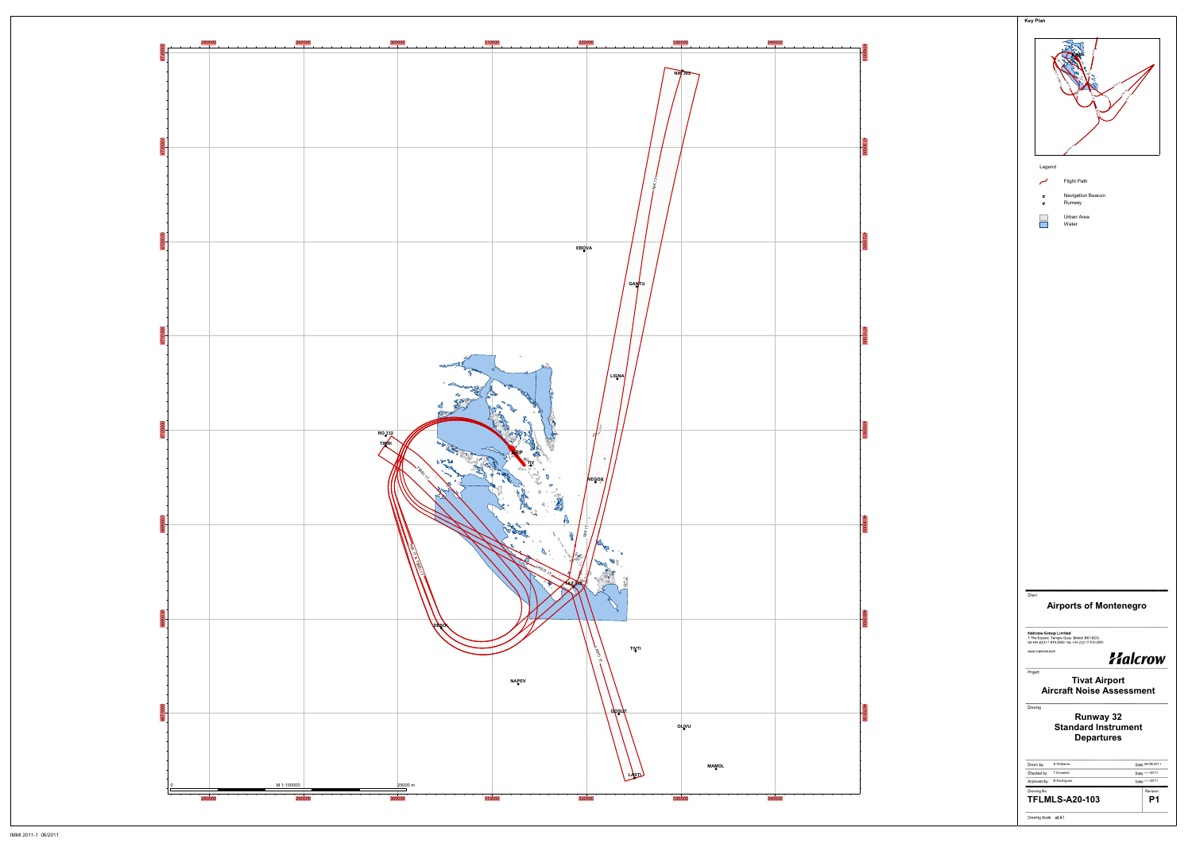280000 290000 300000 310000 320000 330000 340000

NEBOS2

EBOVA

GANTU

LIGNA

RO 332

TEBBI

RRP

TIV

NEGOX

TAZ SUB

DESOL

TITTI

NAPEV

COSUT

OLVU

MAMOL

LASTI

0 M 1:150000 25000 m

Key Plan

Legend

Flight Path

Navigation Beacon

Runway

Urban Area

Water

Client

**Airports of Montenegro**

**Halcrow Group Limited**
1 The Square Temple Quay Bristol BS1 6DG
tel +44 (0)117 910 2580 fax +44 (0)117 910 2581

www.halcrow.com

**Halcrow**

Project

**Tivat Airport**
**Aircraft Noise Assessment**

Drawing

**Runway 32**
**Standard Instrument**
**Departures**

| | | | |
|---|---|---|---|
| Drawn by: | S Williams | Date: | 26/09/2011 |
| Checked by: | T Knowles | Date: | --/--/2011 |
| Approved by: | B Rodrigues | Date: | --/--/2011 |

Drawing No.

**TFLMLS-A20-103**

Revision

**P1**

Drawing Scale: @ A1

IMMI 2011-1 06/2011